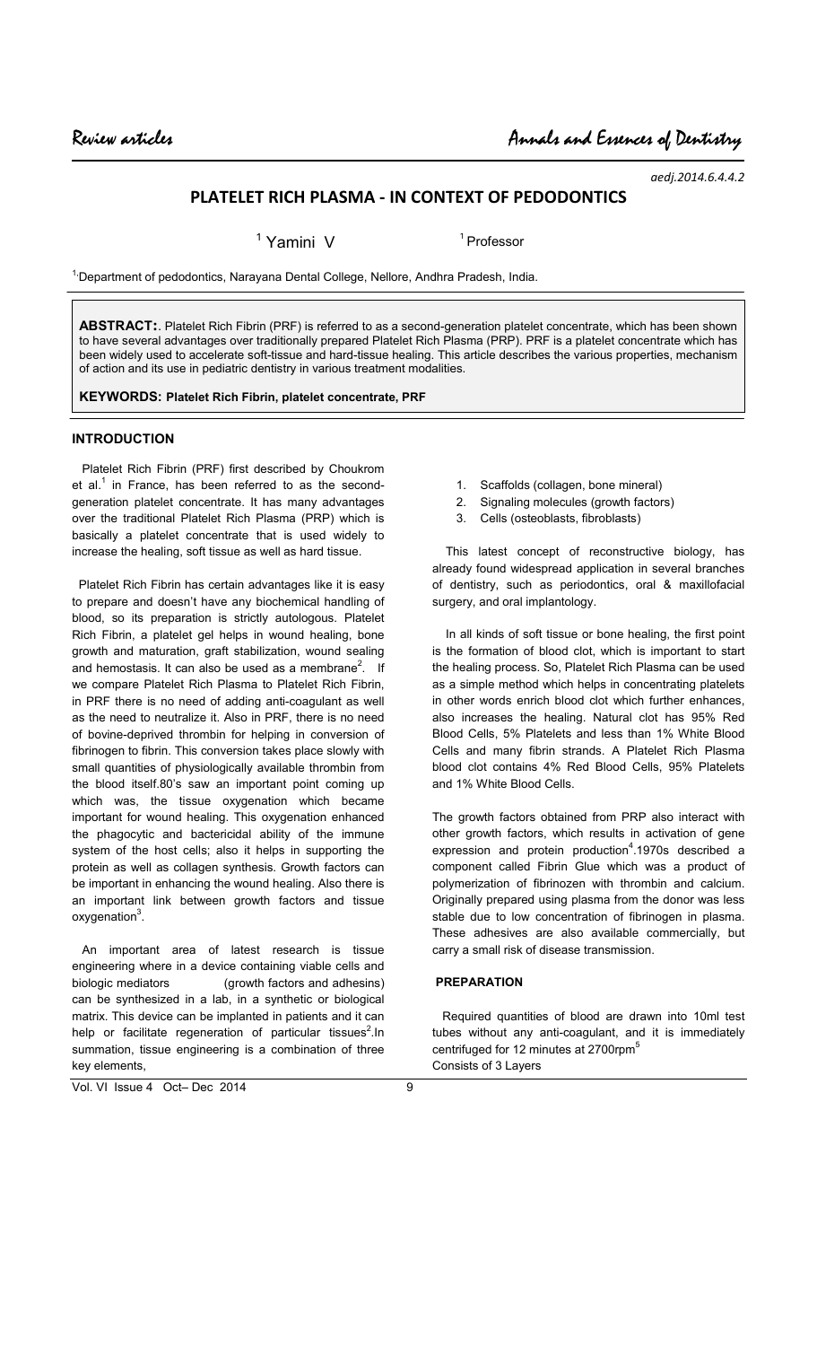Review articles

Annals and Essences of Dentistry

aedj.2014.6.4.4.2

# PLATELET RICH PLASMA - IN CONTEXT OF PEDODONTICS

[1] Yamini V [1] Professor

[1] Department of pedodontics, Narayana Dental College, Nellore, Andhra Pradesh, India.

**ABSTRACT:**. Platelet Rich Fibrin (PRF) is referred to as a second-generation platelet concentrate, which has been shown to have several advantages over traditionally prepared Platelet Rich Plasma (PRP). PRF is a platelet concentrate which has been widely used to accelerate soft-tissue and hard-tissue healing. This article describes the various properties, mechanism of action and its use in pediatric dentistry in various treatment modalities.

**KEYWORDS: Platelet Rich Fibrin, platelet concentrate, PRF**

## INTRODUCTION

Platelet Rich Fibrin (PRF) first described by Choukrom et al.[1] in France, has been referred to as the second-generation platelet concentrate. It has many advantages over the traditional Platelet Rich Plasma (PRP) which is basically a platelet concentrate that is used widely to increase the healing, soft tissue as well as hard tissue.

Platelet Rich Fibrin has certain advantages like it is easy to prepare and doesn't have any biochemical handling of blood, so its preparation is strictly autologous. Platelet Rich Fibrin, a platelet gel helps in wound healing, bone growth and maturation, graft stabilization, wound sealing and hemostasis. It can also be used as a membrane[2]. If we compare Platelet Rich Plasma to Platelet Rich Fibrin, in PRF there is no need of adding anti-coagulant as well as the need to neutralize it. Also in PRF, there is no need of bovine-deprived thrombin for helping in conversion of fibrinogen to fibrin. This conversion takes place slowly with small quantities of physiologically available thrombin from the blood itself.80's saw an important point coming up which was, the tissue oxygenation which became important for wound healing. This oxygenation enhanced the phagocytic and bactericidal ability of the immune system of the host cells; also it helps in supporting the protein as well as collagen synthesis. Growth factors can be important in enhancing the wound healing. Also there is an important link between growth factors and tissue oxygenation[3].

An important area of latest research is tissue engineering where in a device containing viable cells and biologic mediators (growth factors and adhesins) can be synthesized in a lab, in a synthetic or biological matrix. This device can be implanted in patients and it can help or facilitate regeneration of particular tissues[2].In summation, tissue engineering is a combination of three key elements,

1. Scaffolds (collagen, bone mineral)
2. Signaling molecules (growth factors)
3. Cells (osteoblasts, fibroblasts)

This latest concept of reconstructive biology, has already found widespread application in several branches of dentistry, such as periodontics, oral & maxillofacial surgery, and oral implantology.

In all kinds of soft tissue or bone healing, the first point is the formation of blood clot, which is important to start the healing process. So, Platelet Rich Plasma can be used as a simple method which helps in concentrating platelets in other words enrich blood clot which further enhances, also increases the healing. Natural clot has 95% Red Blood Cells, 5% Platelets and less than 1% White Blood Cells and many fibrin strands. A Platelet Rich Plasma blood clot contains 4% Red Blood Cells, 95% Platelets and 1% White Blood Cells.

The growth factors obtained from PRP also interact with other growth factors, which results in activation of gene expression and protein production[4].1970s described a component called Fibrin Glue which was a product of polymerization of fibrinozen with thrombin and calcium. Originally prepared using plasma from the donor was less stable due to low concentration of fibrinogen in plasma. These adhesives are also available commercially, but carry a small risk of disease transmission.

## PREPARATION

Required quantities of blood are drawn into 10ml test tubes without any anti-coagulant, and it is immediately centrifuged for 12 minutes at 2700rpm[5]
Consists of 3 Layers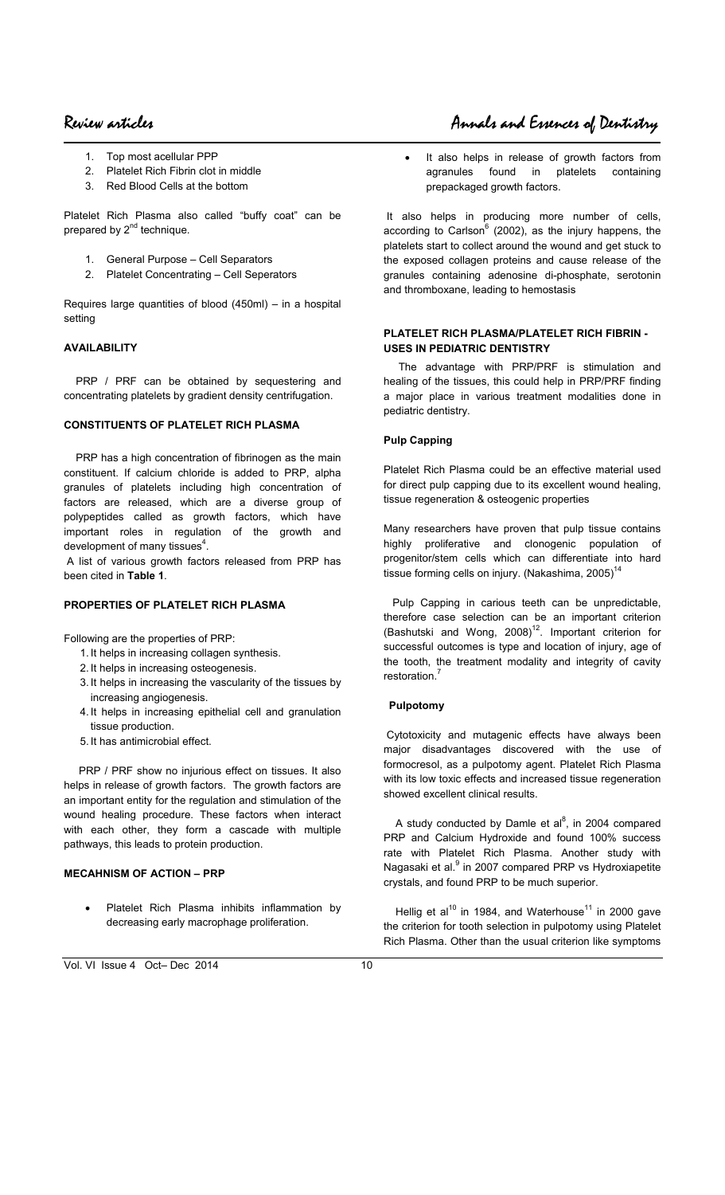1. Top most acellular PPP
2. Platelet Rich Fibrin clot in middle
3. Red Blood Cells at the bottom

Platelet Rich Plasma also called "buffy coat" can be prepared by 2nd technique.

1. General Purpose – Cell Separators
2. Platelet Concentrating – Cell Seperators

Requires large quantities of blood (450ml) – in a hospital setting

### AVAILABILITY

PRP / PRF can be obtained by sequestering and concentrating platelets by gradient density centrifugation.

### CONSTITUENTS OF PLATELET RICH PLASMA

PRP has a high concentration of fibrinogen as the main constituent. If calcium chloride is added to PRP, alpha granules of platelets including high concentration of factors are released, which are a diverse group of polypeptides called as growth factors, which have important roles in regulation of the growth and development of many tissues[4].

A list of various growth factors released from PRP has been cited in **Table 1**.

### PROPERTIES OF PLATELET RICH PLASMA

Following are the properties of PRP:

1. It helps in increasing collagen synthesis.
2. It helps in increasing osteogenesis.
3. It helps in increasing the vascularity of the tissues by increasing angiogenesis.
4. It helps in increasing epithelial cell and granulation tissue production.
5. It has antimicrobial effect.

PRP / PRF show no injurious effect on tissues. It also helps in release of growth factors. The growth factors are an important entity for the regulation and stimulation of the wound healing procedure. These factors when interact with each other, they form a cascade with multiple pathways, this leads to protein production.

### MECAHNISM OF ACTION – PRP

- Platelet Rich Plasma inhibits inflammation by decreasing early macrophage proliferation.
- It also helps in release of growth factors from agranules found in platelets containing prepackaged growth factors.

It also helps in producing more number of cells, according to Carlson[6] (2002), as the injury happens, the platelets start to collect around the wound and get stuck to the exposed collagen proteins and cause release of the granules containing adenosine di-phosphate, serotonin and thromboxane, leading to hemostasis

### PLATELET RICH PLASMA/PLATELET RICH FIBRIN - USES IN PEDIATRIC DENTISTRY

The advantage with PRP/PRF is stimulation and healing of the tissues, this could help in PRP/PRF finding a major place in various treatment modalities done in pediatric dentistry.

#### Pulp Capping

Platelet Rich Plasma could be an effective material used for direct pulp capping due to its excellent wound healing, tissue regeneration & osteogenic properties

Many researchers have proven that pulp tissue contains highly proliferative and clonogenic population of progenitor/stem cells which can differentiate into hard tissue forming cells on injury. (Nakashima, 2005)[14]

Pulp Capping in carious teeth can be unpredictable, therefore case selection can be an important criterion (Bashutski and Wong, 2008)[12]. Important criterion for successful outcomes is type and location of injury, age of the tooth, the treatment modality and integrity of cavity restoration.[7]

#### Pulpotomy

Cytotoxicity and mutagenic effects have always been major disadvantages discovered with the use of formocresol, as a pulpotomy agent. Platelet Rich Plasma with its low toxic effects and increased tissue regeneration showed excellent clinical results.

A study conducted by Damle et al[8], in 2004 compared PRP and Calcium Hydroxide and found 100% success rate with Platelet Rich Plasma. Another study with Nagasaki et al.[9] in 2007 compared PRP vs Hydroxiapetite crystals, and found PRP to be much superior.

Hellig et al[10] in 1984, and Waterhouse[11] in 2000 gave the criterion for tooth selection in pulpotomy using Platelet Rich Plasma. Other than the usual criterion like symptoms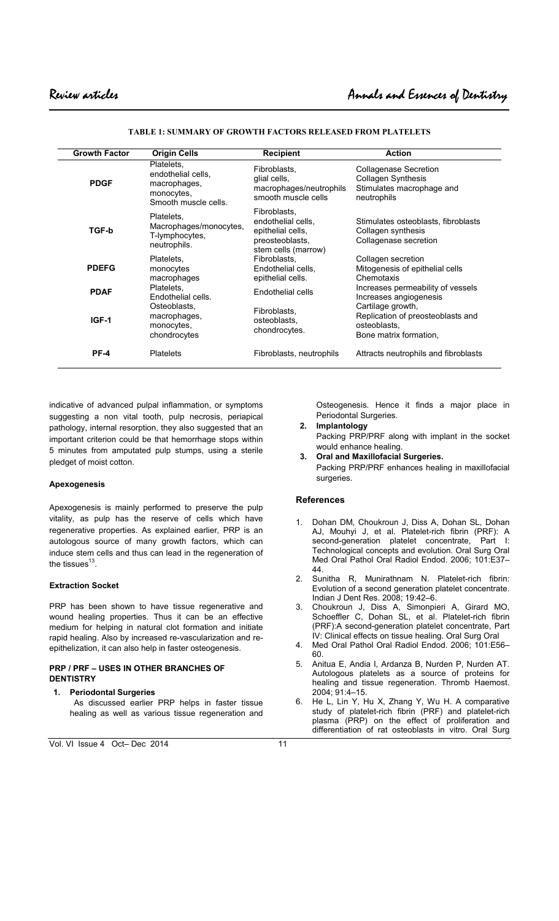**TABLE 1: SUMMARY OF GROWTH FACTORS RELEASED FROM PLATELETS**

| Growth Factor | Origin Cells | Recipient | Action |
|---|---|---|---|
| **PDGF** | Platelets, endothelial cells, macrophages, monocytes, Smooth muscle cells. | Fibroblasts, glial cells, macrophages/neutrophils smooth muscle cells | Collagenase Secretion Collagen Synthesis Stimulates macrophage and neutrophils |
| **TGF-b** | Platelets, Macrophages/monocytes, T-lymphocytes, neutrophils. | Fibroblasts, endothelial cells, epithelial cells, preosteoblasts, stem cells (marrow) | Stimulates osteoblasts, fibroblasts Collagen synthesis Collagenase secretion |
| **PDEFG** | Platelets, monocytes macrophages | Fibroblasts, Endothelial cells, epithelial cells. | Collagen secretion Mitogenesis of epithelial cells Chemotaxis |
| **PDAF** | Platelets, Endothelial cells. | Endothelial cells | Increases permeability of vessels Increases angiogenesis |
| **IGF-1** | Osteoblasts, macrophages, monocytes, chondrocytes | Fibroblasts, osteoblasts, chondrocytes. | Cartilage growth, Replication of preosteoblasts and osteoblasts, Bone matrix formation, |
| **PF-4** | Platelets | Fibroblasts, neutrophils | Attracts neutrophils and fibroblasts |

indicative of advanced pulpal inflammation, or symptoms suggesting a non vital tooth, pulp necrosis, periapical pathology, internal resorption, they also suggested that an important criterion could be that hemorrhage stops within 5 minutes from amputated pulp stumps, using a sterile pledget of moist cotton.

### Apexogenesis

Apexogenesis is mainly performed to preserve the pulp vitality, as pulp has the reserve of cells which have regenerative properties. As explained earlier, PRP is an autologous source of many growth factors, which can induce stem cells and thus can lead in the regeneration of the tissues[13].

### Extraction Socket

PRP has been shown to have tissue regenerative and wound healing properties. Thus it can be an effective medium for helping in natural clot formation and initiate rapid healing. Also by increased re-vascularization and re-epithelization, it can also help in faster osteogenesis.

### PRP / PRF – USES IN OTHER BRANCHES OF DENTISTRY

1. **Periodontal Surgeries**
   As discussed earlier PRP helps in faster tissue healing as well as various tissue regeneration and Osteogenesis. Hence it finds a major place in Periodontal Surgeries.
2. **Implantology**
   Packing PRP/PRF along with implant in the socket would enhance healing.
3. **Oral and Maxillofacial Surgeries.**
   Packing PRP/PRF enhances healing in maxillofacial surgeries.

### References

1. Dohan DM, Choukroun J, Diss A, Dohan SL, Dohan AJ, Mouhyi J, et al. Platelet-rich fibrin (PRF): A second-generation platelet concentrate, Part I: Technological concepts and evolution. Oral Surg Oral Med Oral Pathol Oral Radiol Endod. 2006; 101:E37–44.
2. Sunitha R, Munirathnam N. Platelet-rich fibrin: Evolution of a second generation platelet concentrate. Indian J Dent Res. 2008; 19:42–6.
3. Choukroun J, Diss A, Simonpieri A, Girard MO, Schoeffler C, Dohan SL, et al. Platelet-rich fibrin (PRF):A second-generation platelet concentrate, Part IV: Clinical effects on tissue healing. Oral Surg Oral
4. Med Oral Pathol Oral Radiol Endod. 2006; 101:E56–60.
5. Anitua E, Andia I, Ardanza B, Nurden P, Nurden AT. Autologous platelets as a source of proteins for healing and tissue regeneration. Thromb Haemost. 2004; 91:4–15.
6. He L, Lin Y, Hu X, Zhang Y, Wu H. A comparative study of platelet-rich fibrin (PRF) and platelet-rich plasma (PRP) on the effect of proliferation and differentiation of rat osteoblasts in vitro. Oral Surg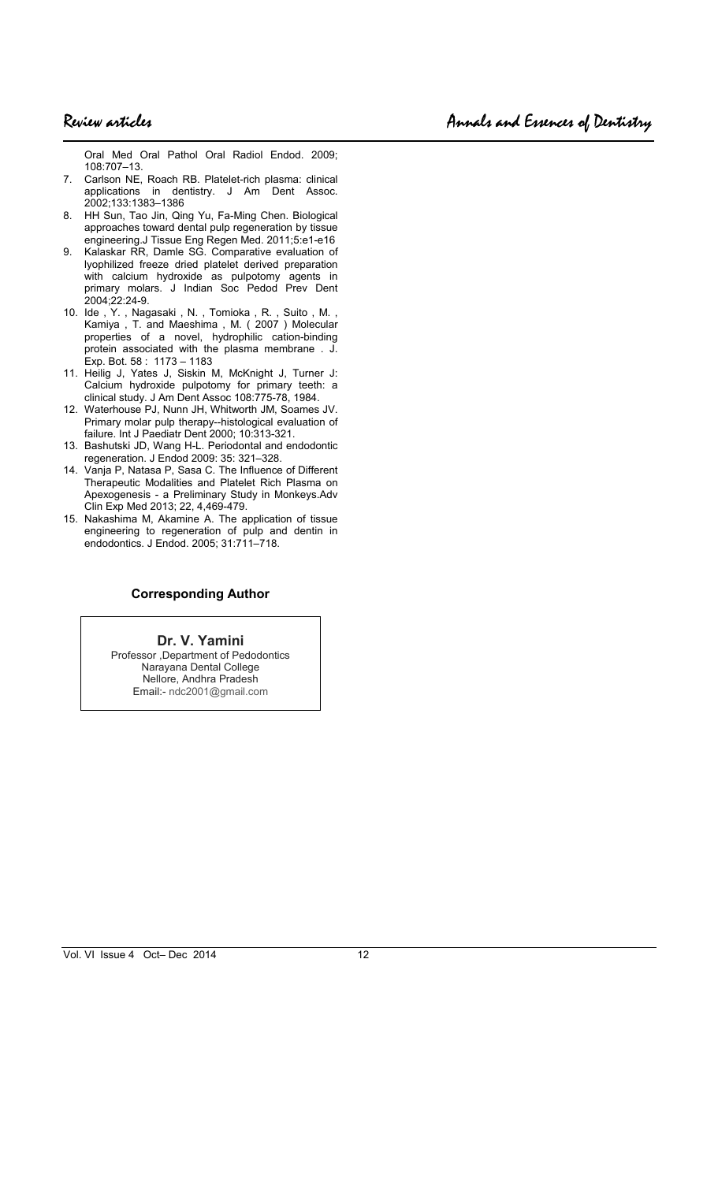Oral Med Oral Pathol Oral Radiol Endod. 2009; 108:707–13.

7. Carlson NE, Roach RB. Platelet-rich plasma: clinical applications in dentistry. J Am Dent Assoc. 2002;133:1383–1386
8. HH Sun, Tao Jin, Qing Yu, Fa-Ming Chen. Biological approaches toward dental pulp regeneration by tissue engineering.J Tissue Eng Regen Med. 2011;5:e1-e16
9. Kalaskar RR, Damle SG. Comparative evaluation of lyophilized freeze dried platelet derived preparation with calcium hydroxide as pulpotomy agents in primary molars. J Indian Soc Pedod Prev Dent 2004;22:24-9.
10. Ide , Y. , Nagasaki , N. , Tomioka , R. , Suito , M. , Kamiya , T. and Maeshima , M. ( 2007 ) Molecular properties of a novel, hydrophilic cation-binding protein associated with the plasma membrane . J. Exp. Bot. 58 : 1173 – 1183
11. Heilig J, Yates J, Siskin M, McKnight J, Turner J: Calcium hydroxide pulpotomy for primary teeth: a clinical study. J Am Dent Assoc 108:775-78, 1984.
12. Waterhouse PJ, Nunn JH, Whitworth JM, Soames JV. Primary molar pulp therapy--histological evaluation of failure. Int J Paediatr Dent 2000; 10:313-321.
13. Bashutski JD, Wang H-L. Periodontal and endodontic regeneration. J Endod 2009: 35: 321–328.
14. Vanja P, Natasa P, Sasa C. The Influence of Different Therapeutic Modalities and Platelet Rich Plasma on Apexogenesis - a Preliminary Study in Monkeys.Adv Clin Exp Med 2013; 22, 4,469-479.
15. Nakashima M, Akamine A. The application of tissue engineering to regeneration of pulp and dentin in endodontics. J Endod. 2005; 31:711–718.

## Corresponding Author

**Dr. V. Yamini**
Professor ,Department of Pedodontics
Narayana Dental College
Nellore, Andhra Pradesh
Email:- ndc2001@gmail.com